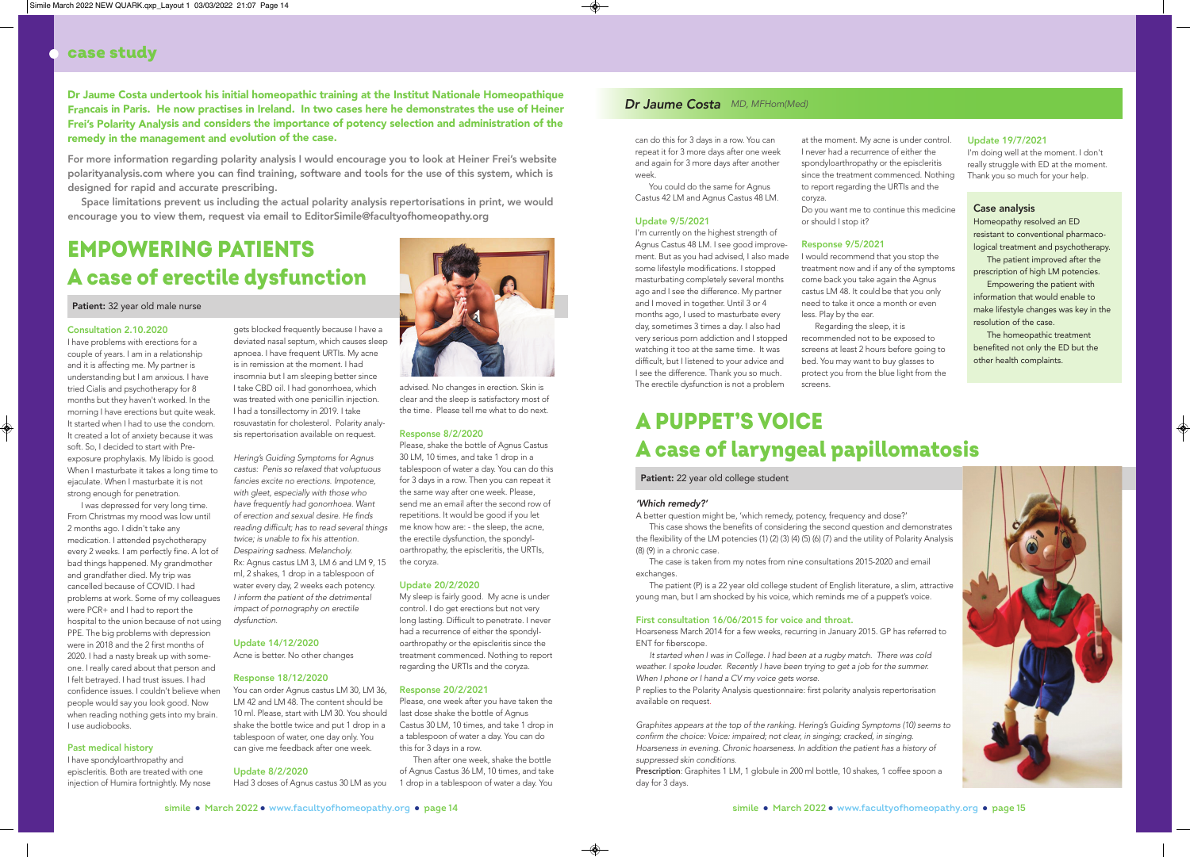## case study

**Dr Jaume Costa undertook his initial homeopathic training at the Institut Nationale Homeopathique Francais in Paris. He now practises in Ireland. In two cases here he demonstrates the use of Heiner Frei's Polarity Analysis and considers the importance of potency selection and administration of the remedy in the management and evolution of the case.**

**For more information regarding polarity analysis I would encourage you to look at Heiner Frei's website polarityanalysis.com where you can find training, software and tools for the use of this system, which is designed for rapid and accurate prescribing.**

**Space limitations prevent us including the actual polarity analysis repertorisations in print, we would encourage you to view them, request via email to EditorSimile@facultyofhomeopathy.org**

*Dr Jaume Costa* MD, MFHom(Med)

# EMPOWERING PATIENTS
# A case of erectile dysfunction

**Patient:** 32 year old male nurse

### Consultation 2.10.2020

I have problems with erections for a couple of years. I am in a relationship and it is affecting me. My partner is understanding but I am anxious. I have tried Cialis and psychotherapy for 8 months but they haven't worked. In the morning I have erections but quite weak. It started when I had to use the condom. It created a lot of anxiety because it was soft. So, I decided to start with Pre-exposure prophylaxis. My libido is good. When I masturbate it takes a long time to ejaculate. When I masturbate it is not strong enough for penetration.

I was depressed for very long time. From Christmas my mood was low until 2 months ago. I didn't take any medication. I attended psychotherapy every 2 weeks. I am perfectly fine. A lot of bad things happened. My grandmother and grandfather died. My trip was cancelled because of COVID. I had problems at work. Some of my colleagues were PCR+ and I had to report the hospital to the union because of not using PPE. The big problems with depression were in 2018 and the 2 first months of 2020. I had a nasty break up with someone. I really cared about that person and I felt betrayed. I had trust issues. I had confidence issues. I couldn't believe when people would say you look good. Now when reading nothing gets into my brain. I use audiobooks.

### Past medical history

I have spondyloarthropathy and episcleritis. Both are treated with one injection of Humira fortnightly. My nose gets blocked frequently because I have a deviated nasal septum, which causes sleep apnoea. I have frequent URTIs. My acne is in remission at the moment. I had insomnia but I am sleeping better since I take CBD oil. I had gonorrhoea, which was treated with one penicillin injection. I had a tonsillectomy in 2019. I take rosuvastatin for cholesterol. Polarity analysis repertorisation available on request.

*Hering's Guiding Symptoms for Agnus castus: Penis so relaxed that voluptuous fancies excite no erections. Impotence, with gleet, especially with those who have frequently had gonorrhoea. Want of erection and sexual desire. He finds reading difficult; has to read several things twice; is unable to fix his attention. Despairing sadness. Melancholy.*

Rx: Agnus castus LM 3, LM 6 and LM 9, 15 ml, 2 shakes, 1 drop in a tablespoon of water every day, 2 weeks each potency.

*I inform the patient of the detrimental impact of pornography on erectile dysfunction.*

### Update 14/12/2020

Acne is better. No other changes

### Response 18/12/2020

You can order Agnus castus LM 30, LM 36, LM 42 and LM 48. The content should be 10 ml. Please, start with LM 30. You should shake the bottle twice and put 1 drop in a tablespoon of water, one day only. You can give me feedback after one week.

### Update 8/2/2020

Had 3 doses of Agnus castus 30 LM as you advised. No changes in erection. Skin is clear and the sleep is satisfactory most of the time. Please tell me what to do next.

### Response 8/2/2020

Please, shake the bottle of Agnus Castus 30 LM, 10 times, and take 1 drop in a tablespoon of water a day. You can do this for 3 days in a row. Then you can repeat it the same way after one week. Please, send me an email after the second row of repetitions. It would be good if you let me know how are: - the sleep, the acne, the erectile dysfunction, the spondyl-oarthropathy, the episcleritis, the URTIs, the coryza.

### Update 20/2/2020

My sleep is fairly good. My acne is under control. I do get erections but not very long lasting. Difficult to penetrate. I never had a recurrence of either the spondyl-oarthropathy or the episcleritis since the treatment commenced. Nothing to report regarding the URTIs and the coryza.

### Response 20/2/2021

Please, one week after you have taken the last dose shake the bottle of Agnus Castus 30 LM, 10 times, and take 1 drop in a tablespoon of water a day. You can do this for 3 days in a row.

Then after one week, shake the bottle of Agnus Castus 36 LM, 10 times, and take 1 drop in a tablespoon of water a day. You can do this for 3 days in a row. You can repeat it for 3 more days after one week and again for 3 more days after another week.

You could do the same for Agnus Castus 42 LM and Agnus Castus 48 LM.

### Update 9/5/2021

I'm currently on the highest strength of Agnus Castus 48 LM. I see good improvement. But as you had advised, I also made some lifestyle modifications. I stopped masturbating completely several months ago and I see the difference. My partner and I moved in together. Until 3 or 4 months ago, I used to masturbate every day, sometimes 3 times a day. I also had very serious porn addiction and I stopped watching it too at the same time. It was difficult, but I listened to your advice and I see the difference. Thank you so much. The erectile dysfunction is not a problem at the moment. My acne is under control. I never had a recurrence of either the spondyloarthropathy or the episcleritis since the treatment commenced. Nothing to report regarding the URTIs and the coryza.

Do you want me to continue this medicine or should I stop it?

### Response 9/5/2021

I would recommend that you stop the treatment now and if any of the symptoms come back you take again the Agnus castus LM 48. It could be that you only need to take it once a month or even less. Play by the ear.

Regarding the sleep, it is recommended not to be exposed to screens at least 2 hours before going to bed. You may want to buy glasses to protect you from the blue light from the screens.

### Update 19/7/2021

I'm doing well at the moment. I don't really struggle with ED at the moment. Thank you so much for your help.

### Case analysis

Homeopathy resolved an ED resistant to conventional pharmacological treatment and psychotherapy.

The patient improved after the prescription of high LM potencies.

Empowering the patient with information that would enable to make lifestyle changes was key in the resolution of the case.

The homeopathic treatment benefited not only the ED but the other health complaints.

# A PUPPET'S VOICE
# A case of laryngeal papillomatosis

**Patient:** 22 year old college student

### *'Which remedy?'*

A better question might be, 'which remedy, potency, frequency and dose?'

This case shows the benefits of considering the second question and demonstrates the flexibility of the LM potencies (1) (2) (3) (4) (5) (6) (7) and the utility of Polarity Analysis (8) (9) in a chronic case.

The case is taken from my notes from nine consultations 2015-2020 and email exchanges.

The patient (P) is a 22 year old college student of English literature, a slim, attractive young man, but I am shocked by his voice, which reminds me of a puppet's voice.

### First consultation 16/06/2015 for voice and throat.

Hoarseness March 2014 for a few weeks, recurring in January 2015. GP has referred to ENT for fiberscope.

*It started when I was in College. I had been at a rugby match. There was cold weather. I spoke louder. Recently I have been trying to get a job for the summer. When I phone or I hand a CV my voice gets worse.*

P replies to the Polarity Analysis questionnaire: first polarity analysis repertorisation available on request.

*Graphites appears at the top of the ranking. Hering's Guiding Symptoms (10) seems to confirm the choice: Voice: impaired; not clear, in singing; cracked, in singing. Hoarseness in evening. Chronic hoarseness. In addition the patient has a history of suppressed skin conditions.*

**Prescription**: Graphites 1 LM, 1 globule in 200 ml bottle, 10 shakes, 1 coffee spoon a day for 3 days.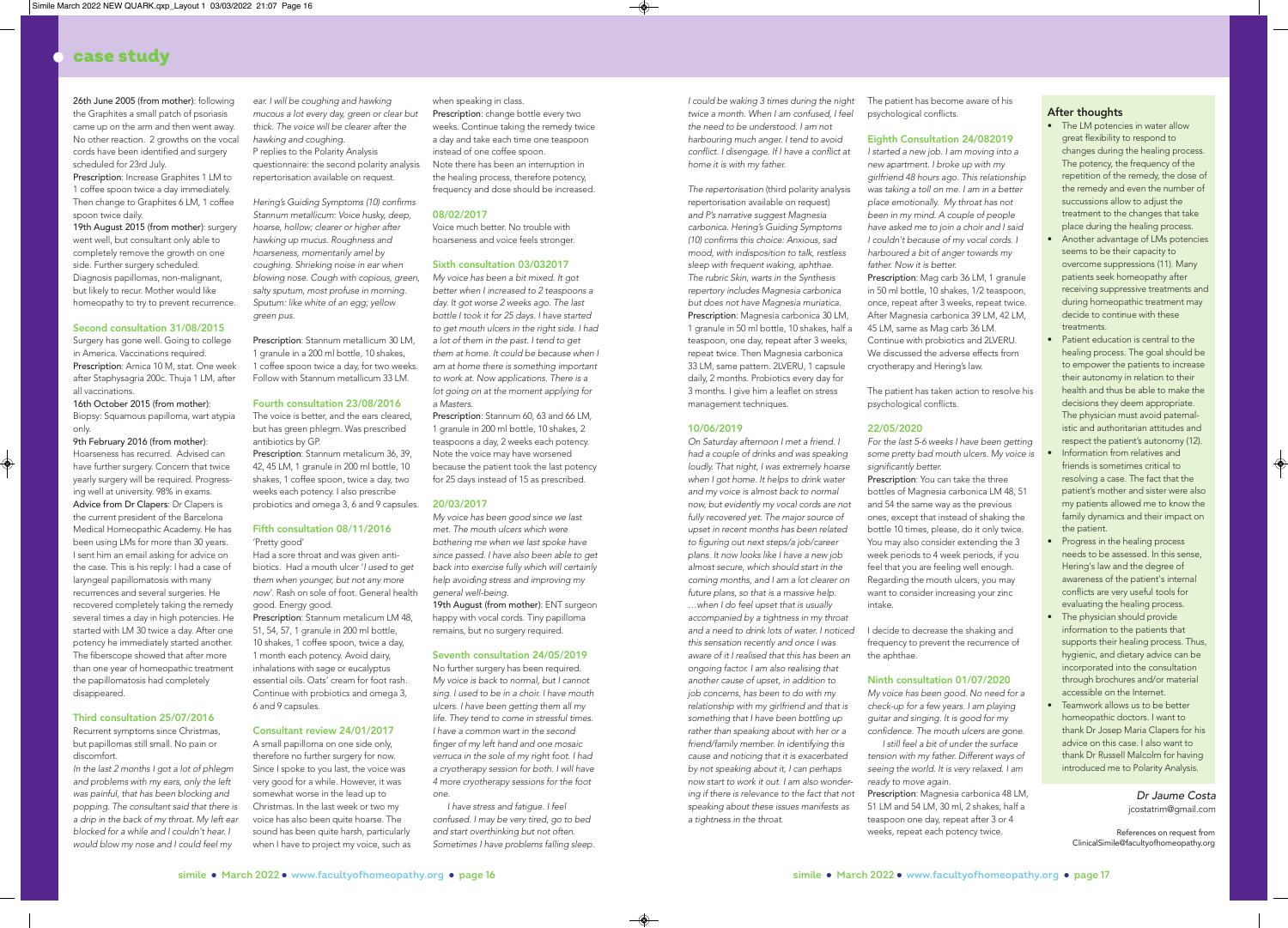## case study

26th June 2005 (from mother): following the Graphites a small patch of psoriasis came up on the arm and then went away. No other reaction. 2 growths on the vocal cords have been identified and surgery scheduled for 23rd July.

Prescription: Increase Graphites 1 LM to 1 coffee spoon twice a day immediately. Then change to Graphites 6 LM, 1 coffee spoon twice daily.

19th August 2015 (from mother): surgery went well, but consultant only able to completely remove the growth on one side. Further surgery scheduled. Diagnosis papillomas, non-malignant, but likely to recur. Mother would like homeopathy to try to prevent recurrence.

### Second consultation 31/08/2015

Surgery has gone well. Going to college in America. Vaccinations required.

Prescription: Arnica 10 M, stat. One week after Staphysagria 200c. Thuja 1 LM, after all vaccinations.

16th October 2015 (from mother): Biopsy: Squamous papilloma, wart atypia only.

9th February 2016 (from mother): Hoarseness has recurred. Advised can have further surgery. Concern that twice yearly surgery will be required. Progressing well at university. 98% in exams.

Advice from Dr Clapers: Dr Clapers is the current president of the Barcelona Medical Homeopathic Academy. He has been using LMs for more than 30 years. I sent him an email asking for advice on the case. This is his reply: I had a case of laryngeal papillomatosis with many recurrences and several surgeries. He recovered completely taking the remedy several times a day in high potencies. He started with LM 30 twice a day. After one potency he immediately started another. The fiberscope showed that after more than one year of homeopathic treatment the papillomatosis had completely disappeared.

### Third consultation 25/07/2016

Recurrent symptoms since Christmas, but papillomas still small. No pain or discomfort.

*In the last 2 months I got a lot of phlegm and problems with my ears, only the left was painful, that has been blocking and popping. The consultant said that there is a drip in the back of my throat. My left ear blocked for a while and I couldn't hear. I would blow my nose and I could feel my ear. I will be coughing and hawking mucous a lot every day, green or clear but thick. The voice will be clearer after the hawking and coughing.*

P replies to the Polarity Analysis questionnaire: the second polarity analysis repertorisation available on request.

*Hering's Guiding Symptoms (10) confirms Stannum metallicum: Voice husky, deep, hoarse, hollow; clearer or higher after hawking up mucus. Roughness and hoarseness, momentarily amel by coughing. Shrieking noise in ear when blowing nose. Cough with copious, green, salty sputum, most profuse in morning. Sputum: like white of an egg; yellow green pus.*

Prescription: Stannum metallicum 30 LM, 1 granule in a 200 ml bottle, 10 shakes, 1 coffee spoon twice a day, for two weeks. Follow with Stannum metallicum 33 LM.

### Fourth consultation 23/08/2016

The voice is better, and the ears cleared, but has green phlegm. Was prescribed antibiotics by GP.

Prescription: Stannum metalicum 36, 39, 42, 45 LM, 1 granule in 200 ml bottle, 10 shakes, 1 coffee spoon, twice a day, two weeks each potency. I also prescribe probiotics and omega 3, 6 and 9 capsules.

### Fifth consultation 08/11/2016

'Pretty good'

Had a sore throat and was given antibiotics. Had a mouth ulcer '*I used to get them when younger, but not any more now*'. Rash on sole of foot. General health good. Energy good.

Prescription: Stannum metalicum LM 48, 51, 54, 57, 1 granule in 200 ml bottle, 10 shakes, 1 coffee spoon, twice a day, 1 month each potency. Avoid dairy, inhalations with sage or eucalyptus essential oils. Oats' cream for foot rash. Continue with probiotics and omega 3, 6 and 9 capsules.

### Consultant review 24/01/2017

A small papilloma on one side only, therefore no further surgery for now. Since I spoke to you last, the voice was very good for a while. However, it was somewhat worse in the lead up to Christmas. In the last week or two my voice has also been quite hoarse. The sound has been quite harsh, particularly when I have to project my voice, such as when speaking in class.

Prescription: change bottle every two weeks. Continue taking the remedy twice a day and take each time one teaspoon instead of one coffee spoon.

Note there has been an interruption in the healing process, therefore potency, frequency and dose should be increased.

### 08/02/2017

Voice much better. No trouble with hoarseness and voice feels stronger.

### Sixth consultation 03/032017

*My voice has been a bit mixed. It got better when I increased to 2 teaspoons a day. It got worse 2 weeks ago. The last bottle I took it for 25 days. I have started to get mouth ulcers in the right side. I had a lot of them in the past. I tend to get them at home. It could be because when I am at home there is something important to work at. Now applications. There is a lot going on at the moment applying for a Masters.*

Prescription: Stannum 60, 63 and 66 LM, 1 granule in 200 ml bottle, 10 shakes, 2 teaspoons a day, 2 weeks each potency. Note the voice may have worsened because the patient took the last potency for 25 days instead of 15 as prescribed.

### 20/03/2017

*My voice has been good since we last met. The mouth ulcers which were bothering me when we last spoke have since passed. I have also been able to get back into exercise fully which will certainly help avoiding stress and improving my general well-being.*

19th August (from mother): ENT surgeon happy with vocal cords. Tiny papilloma remains, but no surgery required.

### Seventh consultation 24/05/2019

No further surgery has been required.

*My voice is back to normal, but I cannot sing. I used to be in a choir. I have mouth ulcers. I have been getting them all my life. They tend to come in stressful times. I have a common wart in the second finger of my left hand and one mosaic verruca in the sole of my right foot. I had a cryotherapy session for both. I will have 4 more cryotherapy sessions for the foot one.*

*I have stress and fatigue. I feel confused. I may be very tired, go to bed and start overthinking but not often. Sometimes I have problems falling sleep. I could be waking 3 times during the night twice a month. When I am confused, I feel the need to be understood. I am not harbouring much anger. I tend to avoid conflict. I disengage. If I have a conflict at home it is with my father.*

The *repertorisation* (third polarity analysis repertorisation available on request) and P's narrative suggest Magnesia carbonica. Hering's Guiding Symptoms (10) confirms this choice: *Anxious, sad mood, with indisposition to talk, restless sleep with frequent waking, aphthae. The rubric Skin, warts in the Synthesis repertory includes Magnesia carbonica but does not have Magnesia muriatica.*

Prescription: Magnesia carbonica 30 LM, 1 granule in 50 ml bottle, 10 shakes, half a teaspoon, one day, repeat after 3 weeks, repeat twice. Then Magnesia carbonica 33 LM, same pattern. 2LVERU, 1 capsule daily, 2 months. Probiotics every day for 3 months. I give him a leaflet on stress management techniques.

### 10/06/2019

*On Saturday afternoon I met a friend. I had a couple of drinks and was speaking loudly. That night, I was extremely hoarse when I got home. It helps to drink water and my voice is almost back to normal now, but evidently my vocal cords are not fully recovered yet. The major source of upset in recent months has been related to figuring out next steps/a job/career plans. It now looks like I have a new job almost secure, which should start in the coming months, and I am a lot clearer on future plans, so that is a massive help. …when I do feel upset that is usually accompanied by a tightness in my throat and a need to drink lots of water. I noticed this sensation recently and once I was aware of it I realised that this has been an ongoing factor. I am also realising that another cause of upset, in addition to job concerns, has been to do with my relationship with my girlfriend and that is something that I have been bottling up rather than speaking about with her or a friend/family member. In identifying this cause and noticing that it is exacerbated by not speaking about it, I can perhaps now start to work it out. I am also wondering if there is relevance to the fact that not speaking about these issues manifests as a tightness in the throat.*

The patient has become aware of his psychological conflicts.

### Eighth Consultation 24/082019

*I started a new job. I am moving into a new apartment. I broke up with my girlfriend 48 hours ago. This relationship was taking a toll on me. I am in a better place emotionally. My throat has not been in my mind. A couple of people have asked me to join a choir and I said I couldn't because of my vocal cords. I harboured a bit of anger towards my father. Now it is better.*

Prescription: Mag carb 36 LM, 1 granule in 50 ml bottle, 10 shakes, 1/2 teaspoon, once, repeat after 3 weeks, repeat twice. After Magnesia carbonica 39 LM, 42 LM, 45 LM, same as Mag carb 36 LM. Continue with probiotics and 2LVERU. We discussed the adverse effects from cryotherapy and Hering's law.

The patient has taken action to resolve his psychological conflicts.

### 22/05/2020

*For the last 5-6 weeks I have been getting some pretty bad mouth ulcers. My voice is significantly better.*

Prescription: You can take the three bottles of Magnesia carbonica LM 48, 51 and 54 the same way as the previous ones, except that instead of shaking the bottle 10 times, please, do it only twice. You may also consider extending the 3 week periods to 4 week periods, if you feel that you are feeling well enough. Regarding the mouth ulcers, you may want to consider increasing your zinc intake.

I decide to decrease the shaking and frequency to prevent the recurrence of the aphthae.

### Ninth consultation 01/07/2020

*My voice has been good. No need for a check-up for a few years. I am playing guitar and singing. It is good for my confidence. The mouth ulcers are gone.*

*I still feel a bit of under the surface tension with my father. Different ways of seeing the world. It is very relaxed. I am ready to move again.*

Prescription: Magnesia carbonica 48 LM, 51 LM and 54 LM, 30 ml, 2 shakes, half a teaspoon one day, repeat after 3 or 4 weeks, repeat each potency twice.

### After thoughts

- The LM potencies in water allow great flexibility to respond to changes during the healing process. The potency, the frequency of the repetition of the remedy, the dose of the remedy and even the number of succussions allow to adjust the treatment to the changes that take place during the healing process.
- Another advantage of LMs potencies seems to be their capacity to overcome suppressions (11). Many patients seek homeopathy after receiving suppressive treatments and during homeopathic treatment may decide to continue with these treatments.
- Patient education is central to the healing process. The goal should be to empower the patients to increase their autonomy in relation to their health and thus be able to make the decisions they deem appropriate. The physician must avoid paternalistic and authoritarian attitudes and respect the patient's autonomy (12).
- Information from relatives and friends is sometimes critical to resolving a case. The fact that the patient's mother and sister were also my patients allowed me to know the family dynamics and their impact on the patient.
- Progress in the healing process needs to be assessed. In this sense, Hering's law and the degree of awareness of the patient's internal conflicts are very useful tools for evaluating the healing process.
- The physician should provide information to the patients that supports their healing process. Thus, hygienic, and dietary advice can be incorporated into the consultation through brochures and/or material accessible on the Internet.
- Teamwork allows us to be better homeopathic doctors. I want to thank Dr Josep Maria Clapers for his advice on this case. I also want to thank Dr Russell Malcolm for having introduced me to Polarity Analysis.

*Dr Jaume Costa*
jcostatrim@gmail.com

References on request from ClinicalSimile@facultyofhomeopathy.org